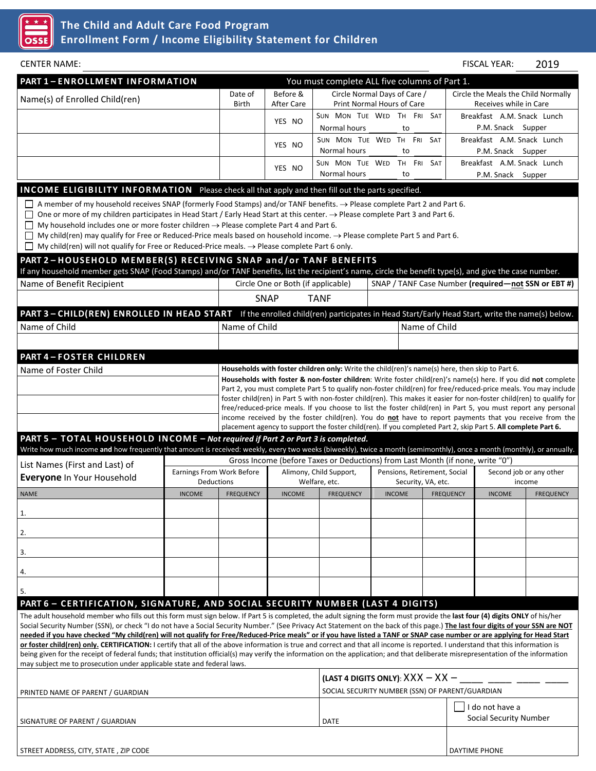# The Child and Adult Care Food Program
## Enrollment Form / Income Eligibility Statement for Children

CENTER NAME: ______________________ FISCAL YEAR: 2019

## PART 1 – ENROLLMENT INFORMATION

You must complete ALL five columns of Part 1.

| Name(s) of Enrolled Child(ren) | Date of Birth | Before & After Care | Circle Normal Days of Care / Print Normal Hours of Care | Circle the Meals the Child Normally Receives while in Care |
|---|---|---|---|---|
| | | YES NO | SUN MON TUE WED TH FRI SAT<br>Normal hours ____ to ____ | Breakfast A.M. Snack Lunch<br>P.M. Snack Supper |
| | | YES NO | SUN MON TUE WED TH FRI SAT<br>Normal hours ____ to ____ | Breakfast A.M. Snack Lunch<br>P.M. Snack Supper |
| | | YES NO | SUN MON TUE WED TH FRI SAT<br>Normal hours ____ to ____ | Breakfast A.M. Snack Lunch<br>P.M. Snack Supper |

## INCOME ELIGIBILITY INFORMATION

Please check all that apply and then fill out the parts specified.

- ☐ A member of my household receives SNAP (formerly Food Stamps) and/or TANF benefits. → Please complete Part 2 and Part 6.
- ☐ One or more of my children participates in Head Start / Early Head Start at this center. → Please complete Part 3 and Part 6.
- ☐ My household includes one or more foster children → Please complete Part 4 and Part 6.
- ☐ My child(ren) may qualify for Free or Reduced-Price meals based on household income. → Please complete Part 5 and Part 6.
- ☐ My child(ren) will not qualify for Free or Reduced-Price meals. → Please complete Part 6 only.

## PART 2 – HOUSEHOLD MEMBER(S) RECEIVING SNAP and/or TANF BENEFITS

If any household member gets SNAP (Food Stamps) and/or TANF benefits, list the recipient's name, circle the benefit type(s), and give the case number.

| Name of Benefit Recipient | Circle One or Both (if applicable) | SNAP / TANF Case Number **(required—not SSN or EBT #)** |
|---|---|---|
| | SNAP TANF | |

## PART 3 – CHILD(REN) ENROLLED IN HEAD START

If the enrolled child(ren) participates in Head Start/Early Head Start, write the name(s) below.

| Name of Child | Name of Child | Name of Child |
|---|---|---|
| | | |

## PART 4 – FOSTER CHILDREN

| Name of Foster Child |
|---|
| |
| |
| |

**Households with foster children only:** Write the child(ren)'s name(s) here, then skip to Part 6.

**Households with foster & non-foster children**: Write foster child(ren)'s name(s) here. If you did **not** complete Part 2, you must complete Part 5 to qualify non-foster child(ren) for free/reduced-price meals. You may include foster child(ren) in Part 5 with non-foster child(ren). This makes it easier for non-foster child(ren) to qualify for free/reduced-price meals. If you choose to list the foster child(ren) in Part 5, you must report any personal income received by the foster child(ren). You do **not** have to report payments that you receive from the placement agency to support the foster child(ren). If you completed Part 2, skip Part 5. **All complete Part 6.**

## PART 5 – TOTAL HOUSEHOLD INCOME – *Not required if Part 2 or Part 3 is completed.*

Write how much income **and** how frequently that amount is received: weekly, every two weeks (biweekly), twice a month (semimonthly), once a month (monthly), or annually.

| List Names (First and Last) of **Everyone** In Your Household | Gross Income (before Taxes or Deductions) from Last Month (if none, write "0") | | | | | | | |
|---|---|---|---|---|---|---|---|---|
| | Earnings From Work Before Deductions | | Alimony, Child Support, Welfare, etc. | | Pensions, Retirement, Social Security, VA, etc. | | Second job or any other income | |
| NAME | INCOME | FREQUENCY | INCOME | FREQUENCY | INCOME | FREQUENCY | INCOME | FREQUENCY |
| 1. | | | | | | | | |
| 2. | | | | | | | | |
| 3. | | | | | | | | |
| 4. | | | | | | | | |
| 5. | | | | | | | | |

## PART 6 – CERTIFICATION, SIGNATURE, AND SOCIAL SECURITY NUMBER (LAST 4 DIGITS)

The adult household member who fills out this form must sign below. If Part 5 is completed, the adult signing the form must provide the **last four (4) digits ONLY** of his/her Social Security Number (SSN), or check "I do not have a Social Security Number." (See Privacy Act Statement on the back of this page.) **The last four digits of your SSN are NOT needed if you have checked "My child(ren) will not qualify for Free/Reduced-Price meals" or if you have listed a TANF or SNAP case number or are applying for Head Start or foster child(ren) only. CERTIFICATION:** I certify that all of the above information is true and correct and that all income is reported. I understand that this information is being given for the receipt of federal funds; that institution official(s) may verify the information on the application; and that deliberate misrepresentation of the information may subject me to prosecution under applicable state and federal laws.

PRINTED NAME OF PARENT / GUARDIAN: ______________________

**(LAST 4 DIGITS ONLY)**: XXX – XX – ___ ___ ___ ___
SOCIAL SECURITY NUMBER (SSN) OF PARENT/GUARDIAN

SIGNATURE OF PARENT / GUARDIAN: ______________________

DATE: ______________________

☐ I do not have a Social Security Number

STREET ADDRESS, CITY, STATE , ZIP CODE: ______________________

DAYTIME PHONE: ______________________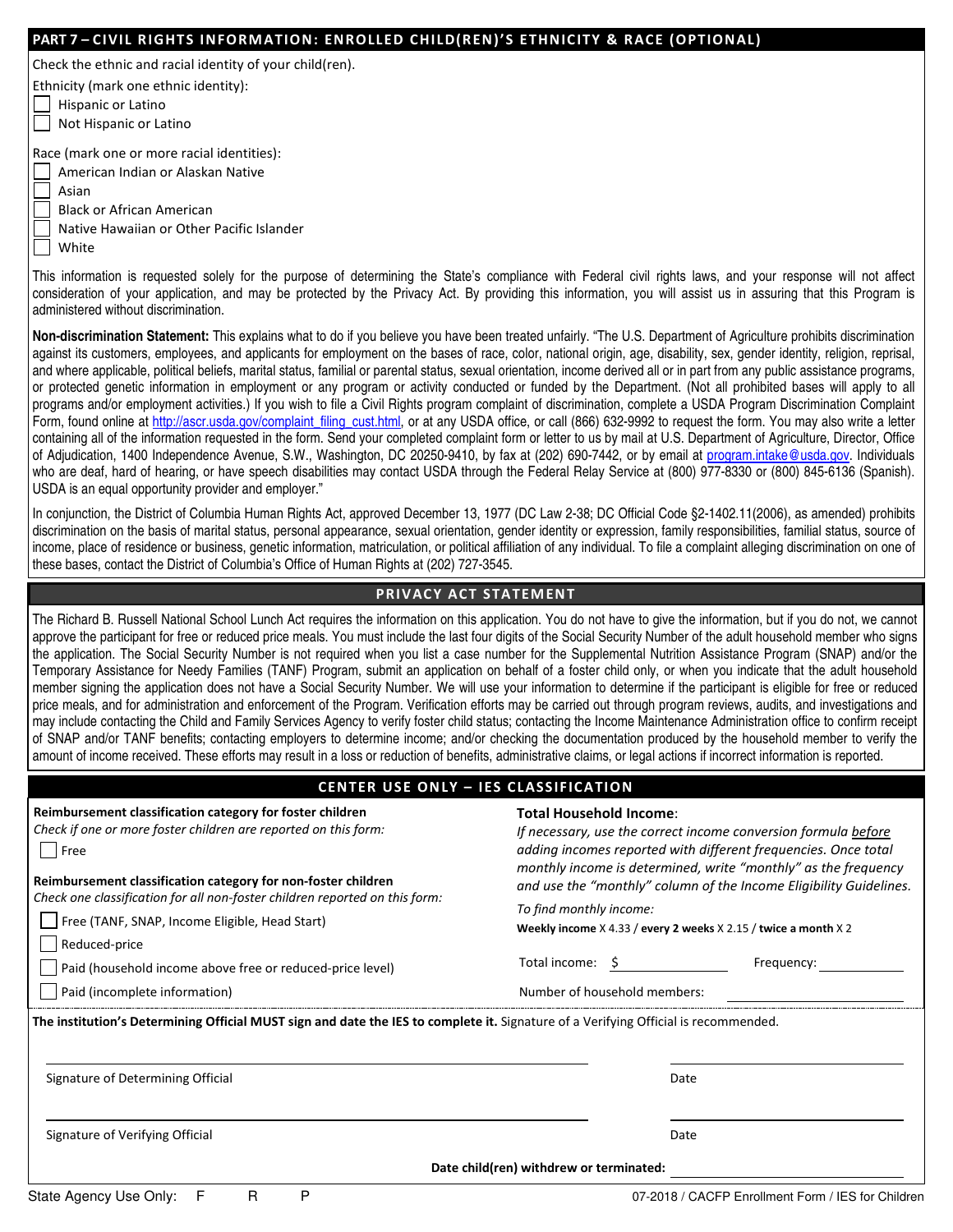## PART 7 – CIVIL RIGHTS INFORMATION: ENROLLED CHILD(REN)'S ETHNICITY & RACE (OPTIONAL)

Check the ethnic and racial identity of your child(ren).

Ethnicity (mark one ethnic identity):

- ☐ Hispanic or Latino
- ☐ Not Hispanic or Latino

Race (mark one or more racial identities):

- ☐ American Indian or Alaskan Native
- ☐ Asian
- ☐ Black or African American
- ☐ Native Hawaiian or Other Pacific Islander
- ☐ White

This information is requested solely for the purpose of determining the State's compliance with Federal civil rights laws, and your response will not affect consideration of your application, and may be protected by the Privacy Act. By providing this information, you will assist us in assuring that this Program is administered without discrimination.

**Non-discrimination Statement:** This explains what to do if you believe you have been treated unfairly. "The U.S. Department of Agriculture prohibits discrimination against its customers, employees, and applicants for employment on the bases of race, color, national origin, age, disability, sex, gender identity, religion, reprisal, and where applicable, political beliefs, marital status, familial or parental status, sexual orientation, income derived all or in part from any public assistance programs, or protected genetic information in employment or any program or activity conducted or funded by the Department. (Not all prohibited bases will apply to all programs and/or employment activities.) If you wish to file a Civil Rights program complaint of discrimination, complete a USDA Program Discrimination Complaint Form, found online at http://ascr.usda.gov/complaint_filing_cust.html, or at any USDA office, or call (866) 632-9992 to request the form. You may also write a letter containing all of the information requested in the form. Send your completed complaint form or letter to us by mail at U.S. Department of Agriculture, Director, Office of Adjudication, 1400 Independence Avenue, S.W., Washington, DC 20250-9410, by fax at (202) 690-7442, or by email at program.intake@usda.gov. Individuals who are deaf, hard of hearing, or have speech disabilities may contact USDA through the Federal Relay Service at (800) 977-8330 or (800) 845-6136 (Spanish). USDA is an equal opportunity provider and employer."

In conjunction, the District of Columbia Human Rights Act, approved December 13, 1977 (DC Law 2-38; DC Official Code §2-1402.11(2006), as amended) prohibits discrimination on the basis of marital status, personal appearance, sexual orientation, gender identity or expression, family responsibilities, familial status, source of income, place of residence or business, genetic information, matriculation, or political affiliation of any individual. To file a complaint alleging discrimination on one of these bases, contact the District of Columbia's Office of Human Rights at (202) 727-3545.

## PRIVACY ACT STATEMENT

The Richard B. Russell National School Lunch Act requires the information on this application. You do not have to give the information, but if you do not, we cannot approve the participant for free or reduced price meals. You must include the last four digits of the Social Security Number of the adult household member who signs the application. The Social Security Number is not required when you list a case number for the Supplemental Nutrition Assistance Program (SNAP) and/or the Temporary Assistance for Needy Families (TANF) Program, submit an application on behalf of a foster child only, or when you indicate that the adult household member signing the application does not have a Social Security Number. We will use your information to determine if the participant is eligible for free or reduced price meals, and for administration and enforcement of the Program. Verification efforts may be carried out through program reviews, audits, and investigations and may include contacting the Child and Family Services Agency to verify foster child status; contacting the Income Maintenance Administration office to confirm receipt of SNAP and/or TANF benefits; contacting employers to determine income; and/or checking the documentation produced by the household member to verify the amount of income received. These efforts may result in a loss or reduction of benefits, administrative claims, or legal actions if incorrect information is reported.

## CENTER USE ONLY – IES CLASSIFICATION

**Reimbursement classification category for foster children**

*Check if one or more foster children are reported on this form:*

- ☐ Free

**Reimbursement classification category for non-foster children**

*Check one classification for all non-foster children reported on this form:*

- ☐ Free (TANF, SNAP, Income Eligible, Head Start)
- ☐ Reduced-price
- ☐ Paid (household income above free or reduced-price level)
- ☐ Paid (incomplete information)

**Total Household Income**:

*If necessary, use the correct income conversion formula before adding incomes reported with different frequencies. Once total monthly income is determined, write "monthly" as the frequency and use the "monthly" column of the Income Eligibility Guidelines.*

*To find monthly income:*

**Weekly income** X 4.33 / **every 2 weeks** X 2.15 / **twice a month** X 2

Total income: $ ______________ Frequency: ______________

Number of household members: ______________

**The institution's Determining Official MUST sign and date the IES to complete it.** Signature of a Verifying Official is recommended.

Signature of Determining Official ______________________ Date ______________

Signature of Verifying Official ______________________ Date ______________

**Date child(ren) withdrew or terminated:** ______________

State Agency Use Only: F R P

07-2018 / CACFP Enrollment Form / IES for Children